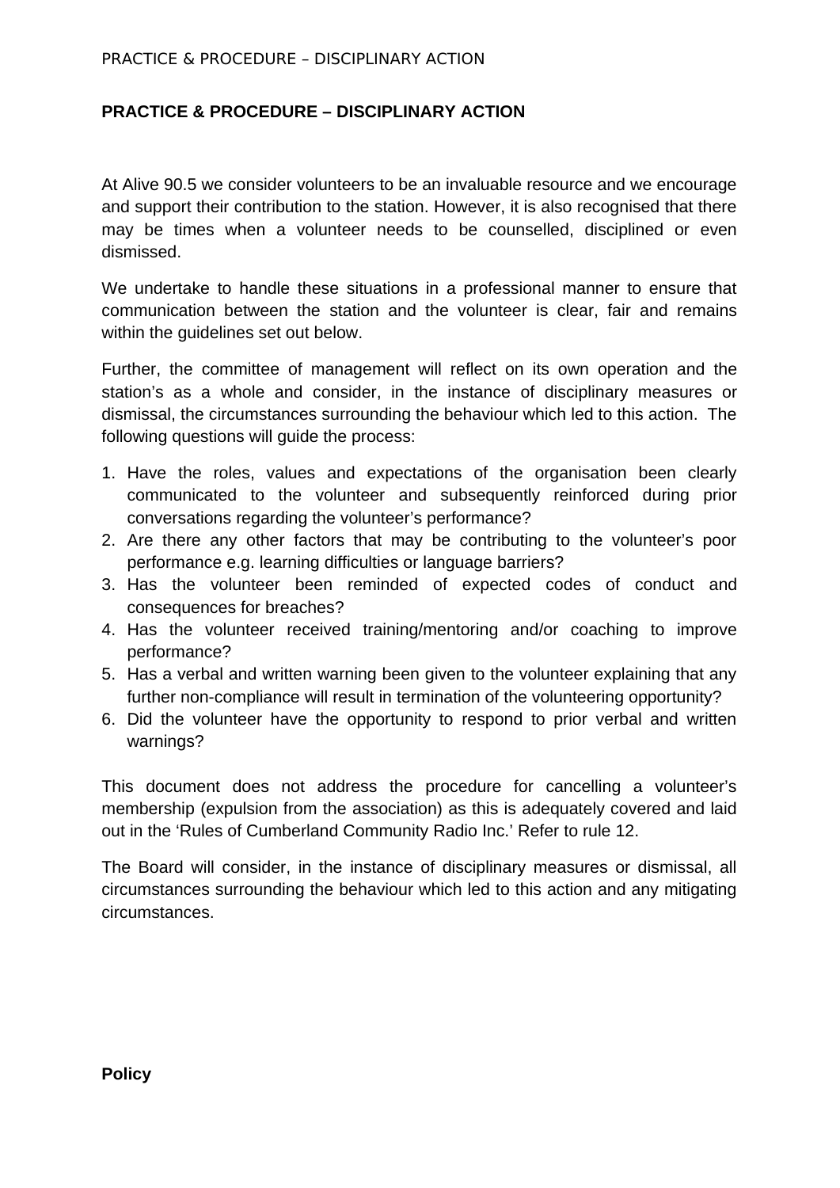**PRACTICE & PROCEDURE – DISCIPLINARY ACTION**

At Alive 90.5 we consider volunteers to be an invaluable resource and we encourage and support their contribution to the station. However, it is also recognised that there may be times when a volunteer needs to be counselled, disciplined or even dismissed.

We undertake to handle these situations in a professional manner to ensure that communication between the station and the volunteer is clear, fair and remains within the guidelines set out below.

Further, the committee of management will reflect on its own operation and the station's as a whole and consider, in the instance of disciplinary measures or dismissal, the circumstances surrounding the behaviour which led to this action. The following questions will guide the process:

1. Have the roles, values and expectations of the organisation been clearly communicated to the volunteer and subsequently reinforced during prior conversations regarding the volunteer's performance?
2. Are there any other factors that may be contributing to the volunteer's poor performance e.g. learning difficulties or language barriers?
3. Has the volunteer been reminded of expected codes of conduct and consequences for breaches?
4. Has the volunteer received training/mentoring and/or coaching to improve performance?
5. Has a verbal and written warning been given to the volunteer explaining that any further non-compliance will result in termination of the volunteering opportunity?
6. Did the volunteer have the opportunity to respond to prior verbal and written warnings?

This document does not address the procedure for cancelling a volunteer's membership (expulsion from the association) as this is adequately covered and laid out in the 'Rules of Cumberland Community Radio Inc.' Refer to rule 12.

The Board will consider, in the instance of disciplinary measures or dismissal, all circumstances surrounding the behaviour which led to this action and any mitigating circumstances.

**Policy**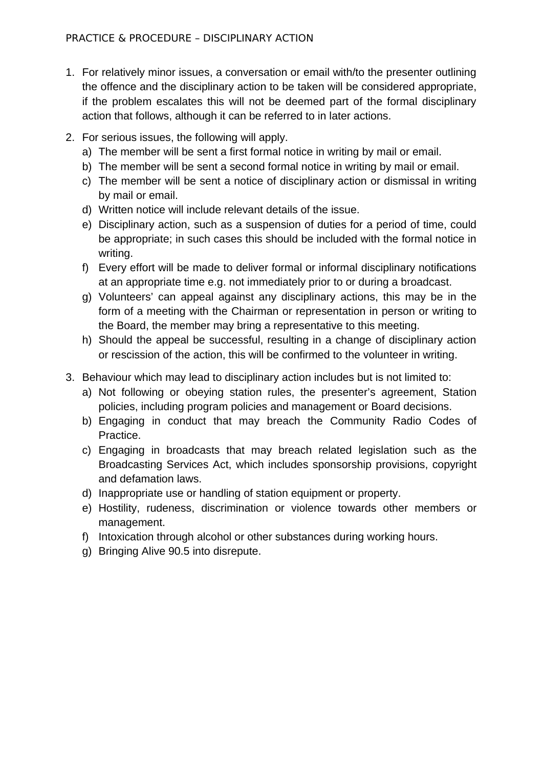# PRACTICE & PROCEDURE – DISCIPLINARY ACTION

1. For relatively minor issues, a conversation or email with/to the presenter outlining the offence and the disciplinary action to be taken will be considered appropriate, if the problem escalates this will not be deemed part of the formal disciplinary action that follows, although it can be referred to in later actions.
2. For serious issues, the following will apply.
   a) The member will be sent a first formal notice in writing by mail or email.
   b) The member will be sent a second formal notice in writing by mail or email.
   c) The member will be sent a notice of disciplinary action or dismissal in writing by mail or email.
   d) Written notice will include relevant details of the issue.
   e) Disciplinary action, such as a suspension of duties for a period of time, could be appropriate; in such cases this should be included with the formal notice in writing.
   f) Every effort will be made to deliver formal or informal disciplinary notifications at an appropriate time e.g. not immediately prior to or during a broadcast.
   g) Volunteers' can appeal against any disciplinary actions, this may be in the form of a meeting with the Chairman or representation in person or writing to the Board, the member may bring a representative to this meeting.
   h) Should the appeal be successful, resulting in a change of disciplinary action or rescission of the action, this will be confirmed to the volunteer in writing.
3. Behaviour which may lead to disciplinary action includes but is not limited to:
   a) Not following or obeying station rules, the presenter's agreement, Station policies, including program policies and management or Board decisions.
   b) Engaging in conduct that may breach the Community Radio Codes of Practice.
   c) Engaging in broadcasts that may breach related legislation such as the Broadcasting Services Act, which includes sponsorship provisions, copyright and defamation laws.
   d) Inappropriate use or handling of station equipment or property.
   e) Hostility, rudeness, discrimination or violence towards other members or management.
   f) Intoxication through alcohol or other substances during working hours.
   g) Bringing Alive 90.5 into disrepute.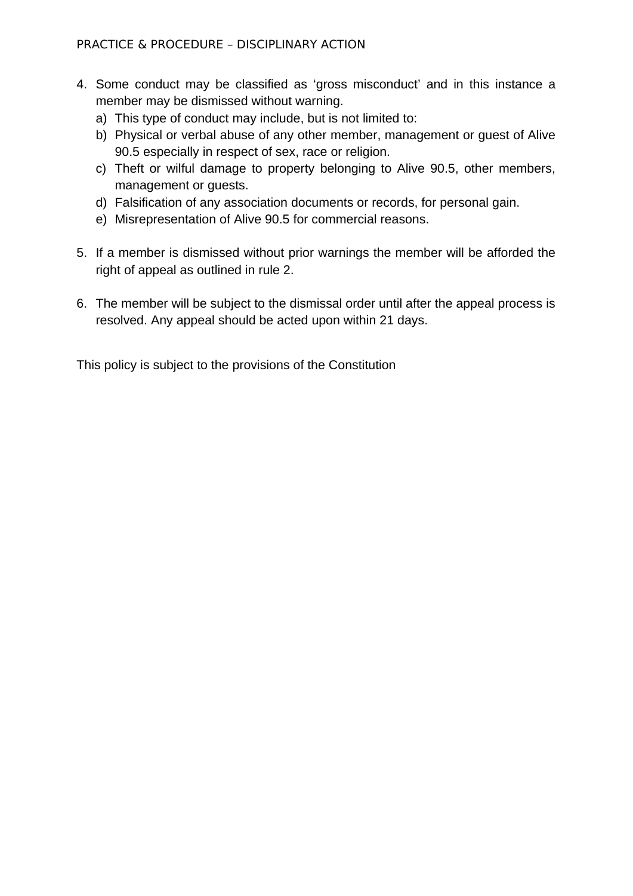4. Some conduct may be classified as 'gross misconduct' and in this instance a member may be dismissed without warning.
   a) This type of conduct may include, but is not limited to:
   b) Physical or verbal abuse of any other member, management or guest of Alive 90.5 especially in respect of sex, race or religion.
   c) Theft or wilful damage to property belonging to Alive 90.5, other members, management or guests.
   d) Falsification of any association documents or records, for personal gain.
   e) Misrepresentation of Alive 90.5 for commercial reasons.

5. If a member is dismissed without prior warnings the member will be afforded the right of appeal as outlined in rule 2.

6. The member will be subject to the dismissal order until after the appeal process is resolved. Any appeal should be acted upon within 21 days.

This policy is subject to the provisions of the Constitution